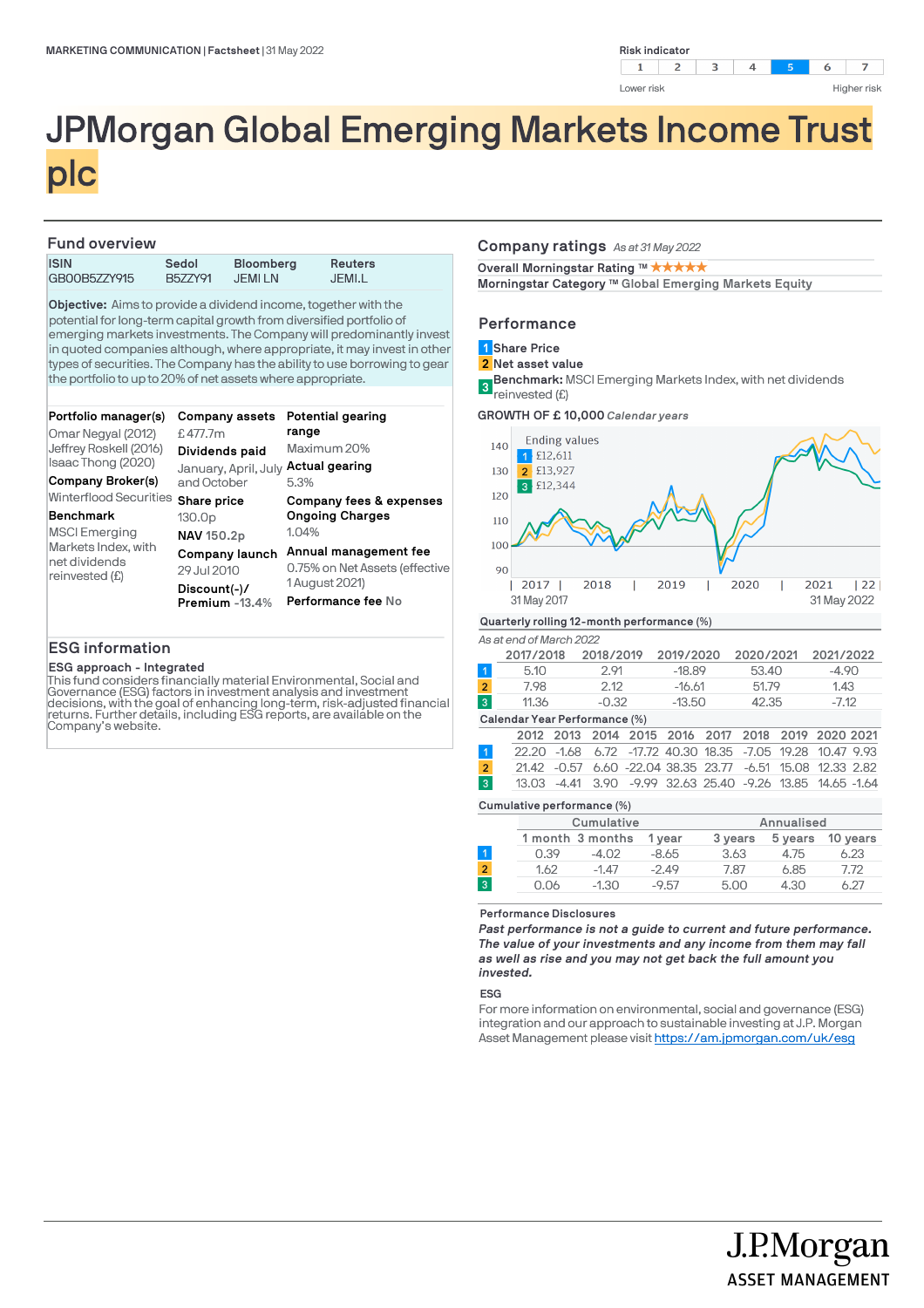MARKETING COMMUNICATION | Factsheet | 31 May 2022

Risk indicator

| 1 | 2 | 3 | 4 | **5** | 6 | 7 |
|---|---|---|---|---|---|---|

Lower risk — Higher risk

# JPMorgan Global Emerging Markets Income Trust plc

## Fund overview

| ISIN | Sedol | Bloomberg | Reuters |
|---|---|---|---|
| GB00B5ZZY915 | B5ZZY91 | JEMI LN | JEMI.L |

**Objective:** Aims to provide a dividend income, together with the potential for long-term capital growth from diversified portfolio of emerging markets investments. The Company will predominantly invest in quoted companies although, where appropriate, it may invest in other types of securities. The Company has the ability to use borrowing to gear the portfolio to up to 20% of net assets where appropriate.

**Portfolio manager(s)**
Omar Negyal (2012)
Jeffrey Roskell (2016)
Isaac Thong (2020)

**Company Broker(s)**
Winterflood Securities

**Benchmark**
MSCI Emerging Markets Index, with net dividends reinvested (£)

**Company assets**
£ 477.7m

**Dividends paid**
January, April, July and October

**Share price**
130.0p

**NAV** 150.2p

**Company launch**
29 Jul 2010

**Discount(-)/ Premium** -13.4%

**Potential gearing range**
Maximum 20%

**Actual gearing**
5.3%

**Company fees & expenses**

**Ongoing Charges**
1.04%

**Annual management fee**
0.75% on Net Assets (effective 1 August 2021)

**Performance fee** No

## ESG information

**ESG approach - Integrated**

This fund considers financially material Environmental, Social and Governance (ESG) factors in investment analysis and investment decisions, with the goal of enhancing long-term, risk-adjusted financial returns. Further details, including ESG reports, are available on the Company's website.

## Company ratings *As at 31 May 2022*

**Overall Morningstar Rating ™** ★★★★★

**Morningstar Category ™** Global Emerging Markets Equity

## Performance

1 Share Price
2 Net asset value
3 **Benchmark:** MSCI Emerging Markets Index, with net dividends reinvested (£)

**GROWTH OF £ 10,000** *Calendar years*

Ending values
1 £12,611
2 £13,927
3 £12,344

31 May 2017 – 31 May 2022

**Quarterly rolling 12-month performance (%)**

*As at end of March 2022*

| | 2017/2018 | 2018/2019 | 2019/2020 | 2020/2021 | 2021/2022 |
|---|---|---|---|---|---|
| 1 | 5.10 | 2.91 | -18.89 | 53.40 | -4.90 |
| 2 | 7.98 | 2.12 | -16.61 | 51.79 | 1.43 |
| 3 | 11.36 | -0.32 | -13.50 | 42.35 | -7.12 |

**Calendar Year Performance (%)**

| | 2012 | 2013 | 2014 | 2015 | 2016 | 2017 | 2018 | 2019 | 2020 | 2021 |
|---|---|---|---|---|---|---|---|---|---|---|
| 1 | 22.20 | -1.68 | 6.72 | -17.72 | 40.30 | 18.35 | -7.05 | 19.28 | 10.47 | 9.93 |
| 2 | 21.42 | -0.57 | 6.60 | -22.04 | 38.35 | 23.77 | -6.51 | 15.08 | 12.33 | 2.82 |
| 3 | 13.03 | -4.41 | 3.90 | -9.99 | 32.63 | 25.40 | -9.26 | 13.85 | 14.65 | -1.64 |

**Cumulative performance (%)**

| | Cumulative | | | Annualised | | |
|---|---|---|---|---|---|---|
| | 1 month | 3 months | 1 year | 3 years | 5 years | 10 years |
| 1 | 0.39 | -4.02 | -8.65 | 3.63 | 4.75 | 6.23 |
| 2 | 1.62 | -1.47 | -2.49 | 7.87 | 6.85 | 7.72 |
| 3 | 0.06 | -1.30 | -9.57 | 5.00 | 4.30 | 6.27 |

**Performance Disclosures**

***Past performance is not a guide to current and future performance. The value of your investments and any income from them may fall as well as rise and you may not get back the full amount you invested.***

**ESG**

For more information on environmental, social and governance (ESG) integration and our approach to sustainable investing at J.P. Morgan Asset Management please visit https://am.jpmorgan.com/uk/esg

J.P.Morgan ASSET MANAGEMENT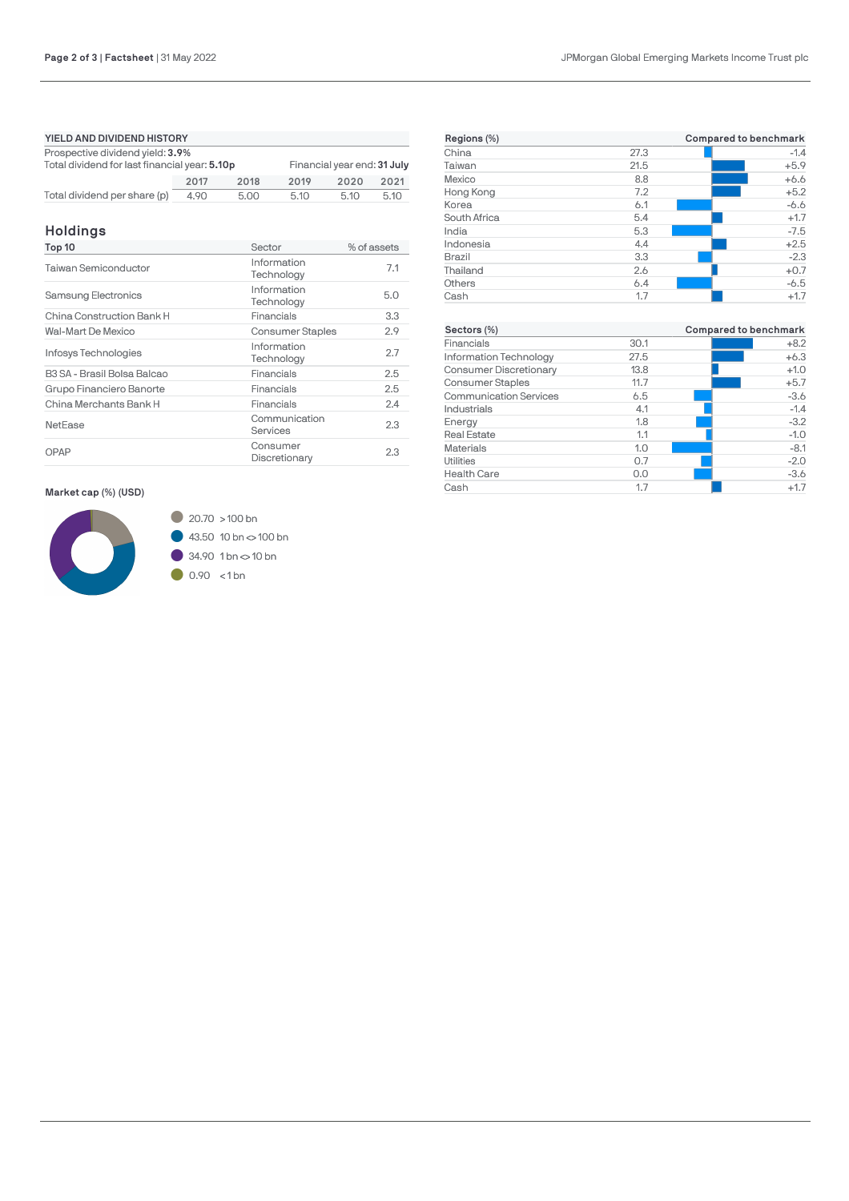## YIELD AND DIVIDEND HISTORY

Prospective dividend yield: **3.9%**

Total dividend for last financial year: **5.10p**

Financial year end: **31 July**

| | 2017 | 2018 | 2019 | 2020 | 2021 |
|---|---|---|---|---|---|
| Total dividend per share (p) | 4.90 | 5.00 | 5.10 | 5.10 | 5.10 |

## Holdings

| Top 10 | Sector | % of assets |
|---|---|---|
| Taiwan Semiconductor | Information Technology | 7.1 |
| Samsung Electronics | Information Technology | 5.0 |
| China Construction Bank H | Financials | 3.3 |
| Wal-Mart De Mexico | Consumer Staples | 2.9 |
| Infosys Technologies | Information Technology | 2.7 |
| B3 SA - Brasil Bolsa Balcao | Financials | 2.5 |
| Grupo Financiero Banorte | Financials | 2.5 |
| China Merchants Bank H | Financials | 2.4 |
| NetEase | Communication Services | 2.3 |
| OPAP | Consumer Discretionary | 2.3 |

**Market cap (%) (USD)**

- 20.70 >100 bn
- 43.50 10 bn <> 100 bn
- 34.90 1 bn <> 10 bn
- 0.90 <1 bn

| Regions (%) | | Compared to benchmark |
|---|---|---|
| China | 27.3 | -1.4 |
| Taiwan | 21.5 | +5.9 |
| Mexico | 8.8 | +6.6 |
| Hong Kong | 7.2 | +5.2 |
| Korea | 6.1 | -6.6 |
| South Africa | 5.4 | +1.7 |
| India | 5.3 | -7.5 |
| Indonesia | 4.4 | +2.5 |
| Brazil | 3.3 | -2.3 |
| Thailand | 2.6 | +0.7 |
| Others | 6.4 | -6.5 |
| Cash | 1.7 | +1.7 |

| Sectors (%) | | Compared to benchmark |
|---|---|---|
| Financials | 30.1 | +8.2 |
| Information Technology | 27.5 | +6.3 |
| Consumer Discretionary | 13.8 | +1.0 |
| Consumer Staples | 11.7 | +5.7 |
| Communication Services | 6.5 | -3.6 |
| Industrials | 4.1 | -1.4 |
| Energy | 1.8 | -3.2 |
| Real Estate | 1.1 | -1.0 |
| Materials | 1.0 | -8.1 |
| Utilities | 0.7 | -2.0 |
| Health Care | 0.0 | -3.6 |
| Cash | 1.7 | +1.7 |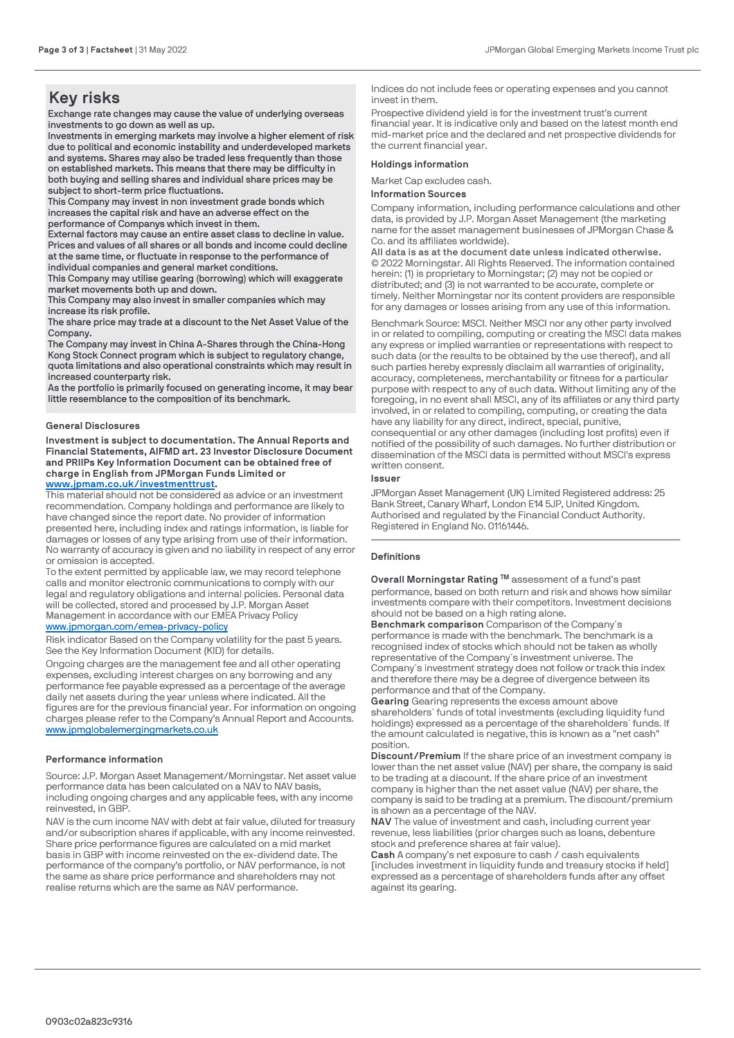## Key risks

Exchange rate changes may cause the value of underlying overseas investments to go down as well as up.
Investments in emerging markets may involve a higher element of risk due to political and economic instability and underdeveloped markets and systems. Shares may also be traded less frequently than those on established markets. This means that there may be difficulty in both buying and selling shares and individual share prices may be subject to short-term price fluctuations.
This Company may invest in non investment grade bonds which increases the capital risk and have an adverse effect on the performance of Companys which invest in them.
External factors may cause an entire asset class to decline in value. Prices and values of all shares or all bonds and income could decline at the same time, or fluctuate in response to the performance of individual companies and general market conditions.
This Company may utilise gearing (borrowing) which will exaggerate market movements both up and down.
This Company may also invest in smaller companies which may increase its risk profile.
The share price may trade at a discount to the Net Asset Value of the Company.
The Company may invest in China A-Shares through the China-Hong Kong Stock Connect program which is subject to regulatory change, quota limitations and also operational constraints which may result in increased counterparty risk.
As the portfolio is primarily focused on generating income, it may bear little resemblance to the composition of its benchmark.

### General Disclosures

**Investment is subject to documentation. The Annual Reports and Financial Statements, AIFMD art. 23 Investor Disclosure Document and PRIIPs Key Information Document can be obtained free of charge in English from JPMorgan Funds Limited or www.jpmam.co.uk/investmenttrust.**

This material should not be considered as advice or an investment recommendation. Company holdings and performance are likely to have changed since the report date. No provider of information presented here, including index and ratings information, is liable for damages or losses of any type arising from use of their information. No warranty of accuracy is given and no liability in respect of any error or omission is accepted.
To the extent permitted by applicable law, we may record telephone calls and monitor electronic communications to comply with our legal and regulatory obligations and internal policies. Personal data will be collected, stored and processed by J.P. Morgan Asset Management in accordance with our EMEA Privacy Policy www.jpmorgan.com/emea-privacy-policy

Risk indicator Based on the Company volatility for the past 5 years. See the Key Information Document (KID) for details.

Ongoing charges are the management fee and all other operating expenses, excluding interest charges on any borrowing and any performance fee payable expressed as a percentage of the average daily net assets during the year unless where indicated. All the figures are for the previous financial year. For information on ongoing charges please refer to the Company's Annual Report and Accounts. www.jpmglobalemergingmarkets.co.uk

### Performance information

Source: J.P. Morgan Asset Management/Morningstar. Net asset value performance data has been calculated on a NAV to NAV basis, including ongoing charges and any applicable fees, with any income reinvested, in GBP.

NAV is the cum income NAV with debt at fair value, diluted for treasury and/or subscription shares if applicable, with any income reinvested. Share price performance figures are calculated on a mid market basis in GBP with income reinvested on the ex-dividend date. The performance of the company's portfolio, or NAV performance, is not the same as share price performance and shareholders may not realise returns which are the same as NAV performance.

Indices do not include fees or operating expenses and you cannot invest in them.

Prospective dividend yield is for the investment trust's current financial year. It is indicative only and based on the latest month end mid-market price and the declared and net prospective dividends for the current financial year.

### Holdings information

Market Cap excludes cash.

### Information Sources

Company information, including performance calculations and other data, is provided by J.P. Morgan Asset Management (the marketing name for the asset management businesses of JPMorgan Chase & Co. and its affiliates worldwide).
**All data is as at the document date unless indicated otherwise.**
© 2022 Morningstar. All Rights Reserved. The information contained herein: (1) is proprietary to Morningstar; (2) may not be copied or distributed; and (3) is not warranted to be accurate, complete or timely. Neither Morningstar nor its content providers are responsible for any damages or losses arising from any use of this information.

Benchmark Source: MSCI. Neither MSCI nor any other party involved in or related to compiling, computing or creating the MSCI data makes any express or implied warranties or representations with respect to such data (or the results to be obtained by the use thereof), and all such parties hereby expressly disclaim all warranties of originality, accuracy, completeness, merchantability or fitness for a particular purpose with respect to any of such data. Without limiting any of the foregoing, in no event shall MSCI, any of its affiliates or any third party involved in or related to compiling, computing, or creating the data have any liability for any direct, indirect, special, punitive, consequential or any other damages (including lost profits) even if notified of the possibility of such damages. No further distribution or dissemination of the MSCI data is permitted without MSCI's express written consent.

### Issuer

JPMorgan Asset Management (UK) Limited Registered address: 25 Bank Street, Canary Wharf, London E14 5JP, United Kingdom. Authorised and regulated by the Financial Conduct Authority. Registered in England No. 01161446.

### Definitions

**Overall Morningstar Rating ™** assessment of a fund's past performance, based on both return and risk and shows how similar investments compare with their competitors. Investment decisions should not be based on a high rating alone.
**Benchmark comparison** Comparison of the Company´s performance is made with the benchmark. The benchmark is a recognised index of stocks which should not be taken as wholly representative of the Company´s investment universe. The Company´s investment strategy does not follow or track this index and therefore there may be a degree of divergence between its performance and that of the Company.
**Gearing** Gearing represents the excess amount above shareholders´ funds of total investments (excluding liquidity fund holdings) expressed as a percentage of the shareholders´ funds. If the amount calculated is negative, this is known as a "net cash" position.
**Discount/Premium** If the share price of an investment company is lower than the net asset value (NAV) per share, the company is said to be trading at a discount. If the share price of an investment company is higher than the net asset value (NAV) per share, the company is said to be trading at a premium. The discount/premium is shown as a percentage of the NAV.
**NAV** The value of investment and cash, including current year revenue, less liabilities (prior charges such as loans, debenture stock and preference shares at fair value).
**Cash** A company's net exposure to cash / cash equivalents [includes investment in liquidity funds and treasury stocks if held] expressed as a percentage of shareholders funds after any offset against its gearing.

0903c02a823c9316